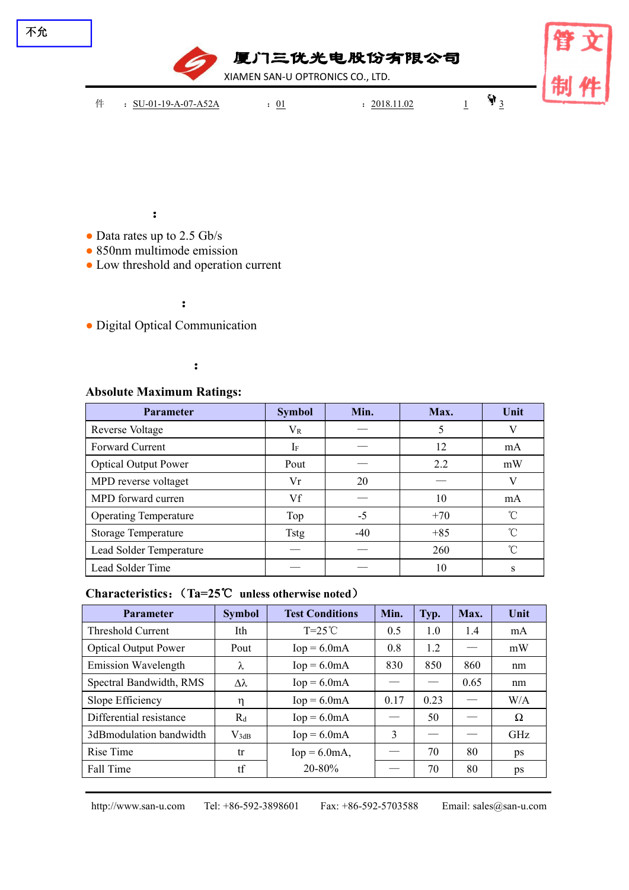不允

**厦门三优光电股份有限公司**

XIAMEN SAN-U OPTRONICS CO., LTD.

件 : SU-01-19-A-07-A52A : 01 : 2018.11.02 1 3

管文
制件

:

- Data rates up to 2.5 Gb/s
- 850nm multimode emission
- Low threshold and operation current

:

- Digital Optical Communication

:

**Absolute Maximum Ratings:**

| Parameter | Symbol | Min. | Max. | Unit |
|---|---|---|---|---|
| Reverse Voltage | $V_R$ | — | 5 | V |
| Forward Current | $I_F$ | — | 12 | mA |
| Optical Output Power | Pout | — | 2.2 | mW |
| MPD reverse voltaget | Vr | 20 | — | V |
| MPD forward curren | Vf | — | 10 | mA |
| Operating Temperature | Top | -5 | +70 | ℃ |
| Storage Temperature | Tstg | -40 | +85 | ℃ |
| Lead Solder Temperature | — | — | 260 | ℃ |
| Lead Solder Time | — | — | 10 | s |

**Characteristics:（Ta=25℃ unless otherwise noted）**

| Parameter | Symbol | Test Conditions | Min. | Typ. | Max. | Unit |
|---|---|---|---|---|---|---|
| Threshold Current | Ith | T=25℃ | 0.5 | 1.0 | 1.4 | mA |
| Optical Output Power | Pout | Iop = 6.0mA | 0.8 | 1.2 | — | mW |
| Emission Wavelength | λ | Iop = 6.0mA | 830 | 850 | 860 | nm |
| Spectral Bandwidth, RMS | Δλ | Iop = 6.0mA | — | — | 0.65 | nm |
| Slope Efficiency | η | Iop = 6.0mA | 0.17 | 0.23 | — | W/A |
| Differential resistance | $R_d$ | Iop = 6.0mA | — | 50 | — | Ω |
| 3dBmodulation bandwidth | $V_{3dB}$ | Iop = 6.0mA | 3 | — | — | GHz |
| Rise Time | tr | Iop = 6.0mA, 20-80% | — | 70 | 80 | ps |
| Fall Time | tf | | — | 70 | 80 | ps |

http://www.san-u.com Tel: +86-592-3898601 Fax: +86-592-5703588 Email: sales@san-u.com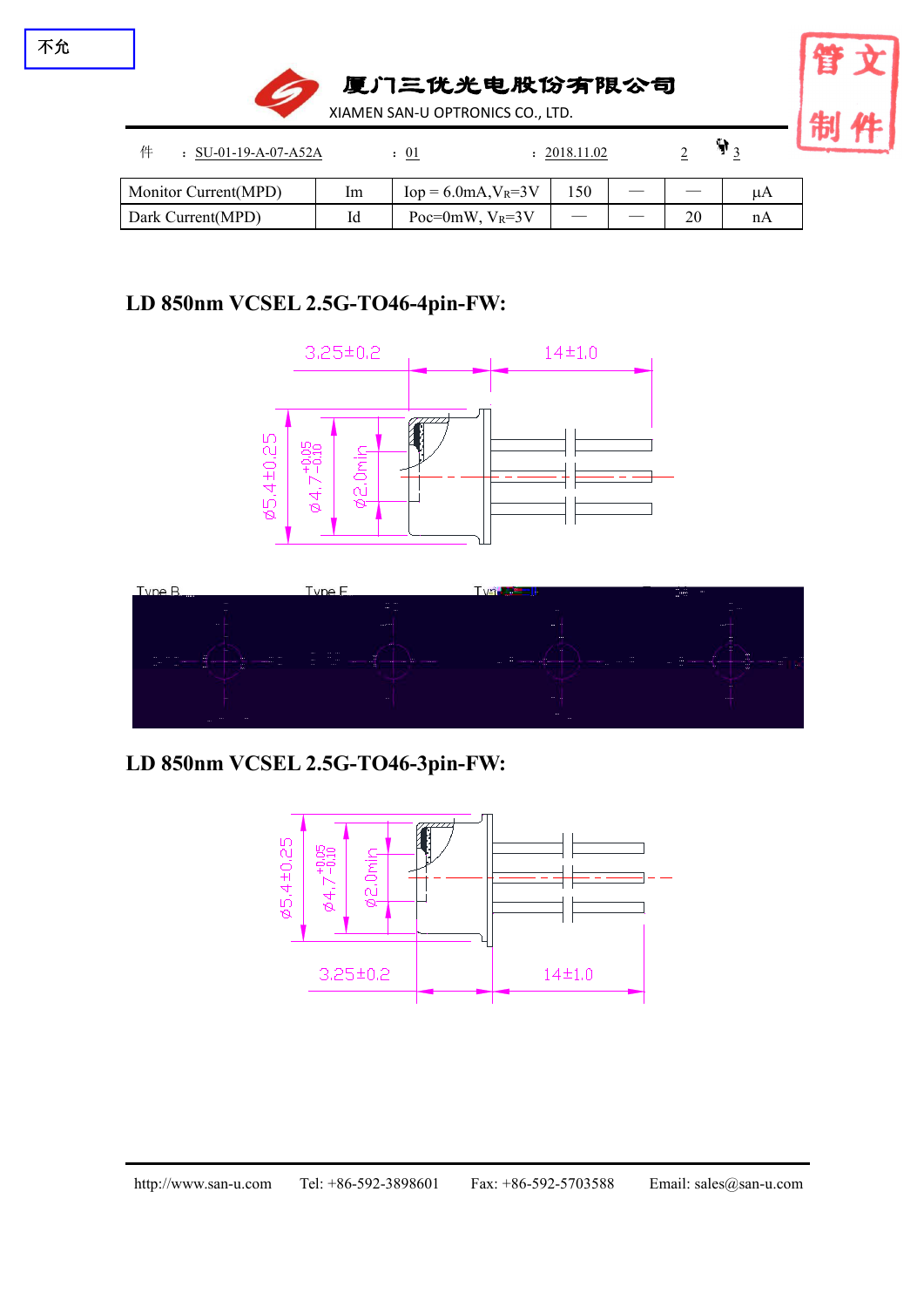| Monitor Current(MPD) | Im | Iop = 6.0mA, $V_R$=3V | 150 | — | — | µA |
|---|---|---|---|---|---|---|
| Dark Current(MPD) | Id | Poc=0mW, $V_R$=3V | — | — | 20 | nA |

## LD 850nm VCSEL 2.5G-TO46-4pin-FW:

## LD 850nm VCSEL 2.5G-TO46-3pin-FW: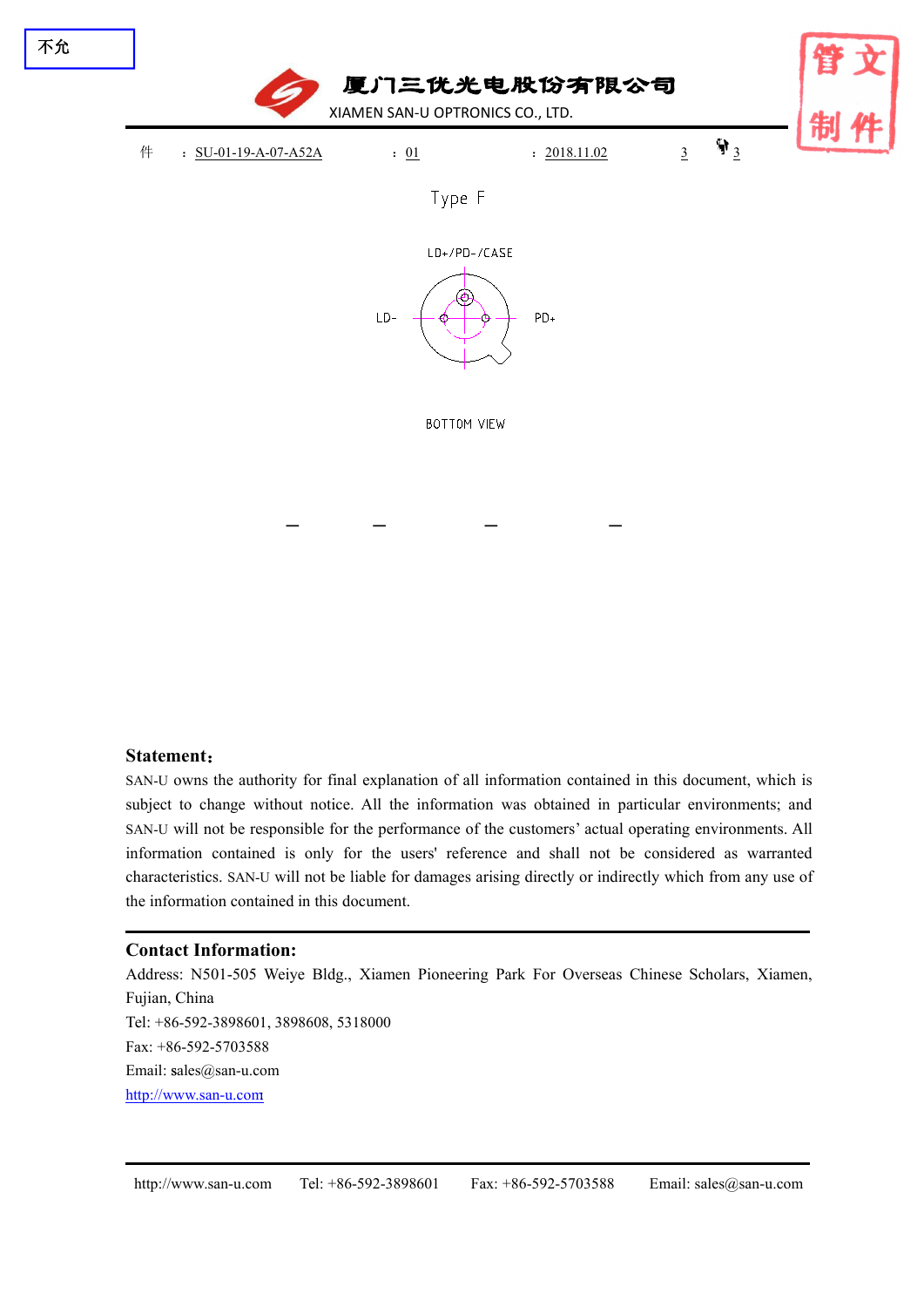## Type F

LD+/PD-/CASE

LD-

PD+

BOTTOM VIEW

**Statement:**

SAN-U owns the authority for final explanation of all information contained in this document, which is subject to change without notice. All the information was obtained in particular environments; and SAN-U will not be responsible for the performance of the customers' actual operating environments. All information contained is only for the users' reference and shall not be considered as warranted characteristics. SAN-U will not be liable for damages arising directly or indirectly which from any use of the information contained in this document.

**Contact Information:**

Address: N501-505 Weiye Bldg., Xiamen Pioneering Park For Overseas Chinese Scholars, Xiamen, Fujian, China

Tel: +86-592-3898601, 3898608, 5318000

Fax: +86-592-5703588

Email: sales@san-u.com

http://www.san-u.com